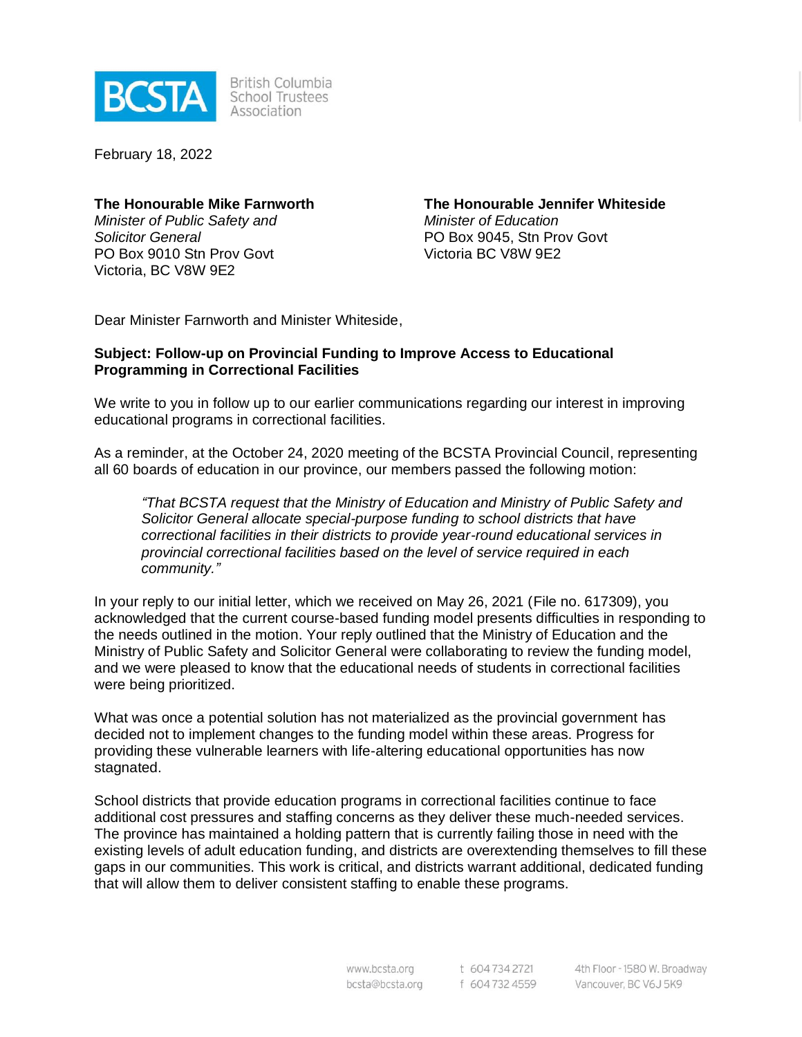BCSTA British Columbia School Trustees Association

February 18, 2022

**The Honourable Mike Farnworth**
*Minister of Public Safety and Solicitor General*
PO Box 9010 Stn Prov Govt
Victoria, BC V8W 9E2

**The Honourable Jennifer Whiteside**
*Minister of Education*
PO Box 9045, Stn Prov Govt
Victoria BC V8W 9E2

Dear Minister Farnworth and Minister Whiteside,

**Subject: Follow-up on Provincial Funding to Improve Access to Educational Programming in Correctional Facilities**

We write to you in follow up to our earlier communications regarding our interest in improving educational programs in correctional facilities.

As a reminder, at the October 24, 2020 meeting of the BCSTA Provincial Council, representing all 60 boards of education in our province, our members passed the following motion:

> *"That BCSTA request that the Ministry of Education and Ministry of Public Safety and Solicitor General allocate special-purpose funding to school districts that have correctional facilities in their districts to provide year-round educational services in provincial correctional facilities based on the level of service required in each community."*

In your reply to our initial letter, which we received on May 26, 2021 (File no. 617309), you acknowledged that the current course-based funding model presents difficulties in responding to the needs outlined in the motion. Your reply outlined that the Ministry of Education and the Ministry of Public Safety and Solicitor General were collaborating to review the funding model, and we were pleased to know that the educational needs of students in correctional facilities were being prioritized.

What was once a potential solution has not materialized as the provincial government has decided not to implement changes to the funding model within these areas. Progress for providing these vulnerable learners with life-altering educational opportunities has now stagnated.

School districts that provide education programs in correctional facilities continue to face additional cost pressures and staffing concerns as they deliver these much-needed services. The province has maintained a holding pattern that is currently failing those in need with the existing levels of adult education funding, and districts are overextending themselves to fill these gaps in our communities. This work is critical, and districts warrant additional, dedicated funding that will allow them to deliver consistent staffing to enable these programs.

www.bcsta.org
bcsta@bcsta.org
t 604 734 2721
f 604 732 4559
4th Floor - 1580 W. Broadway
Vancouver, BC V6J 5K9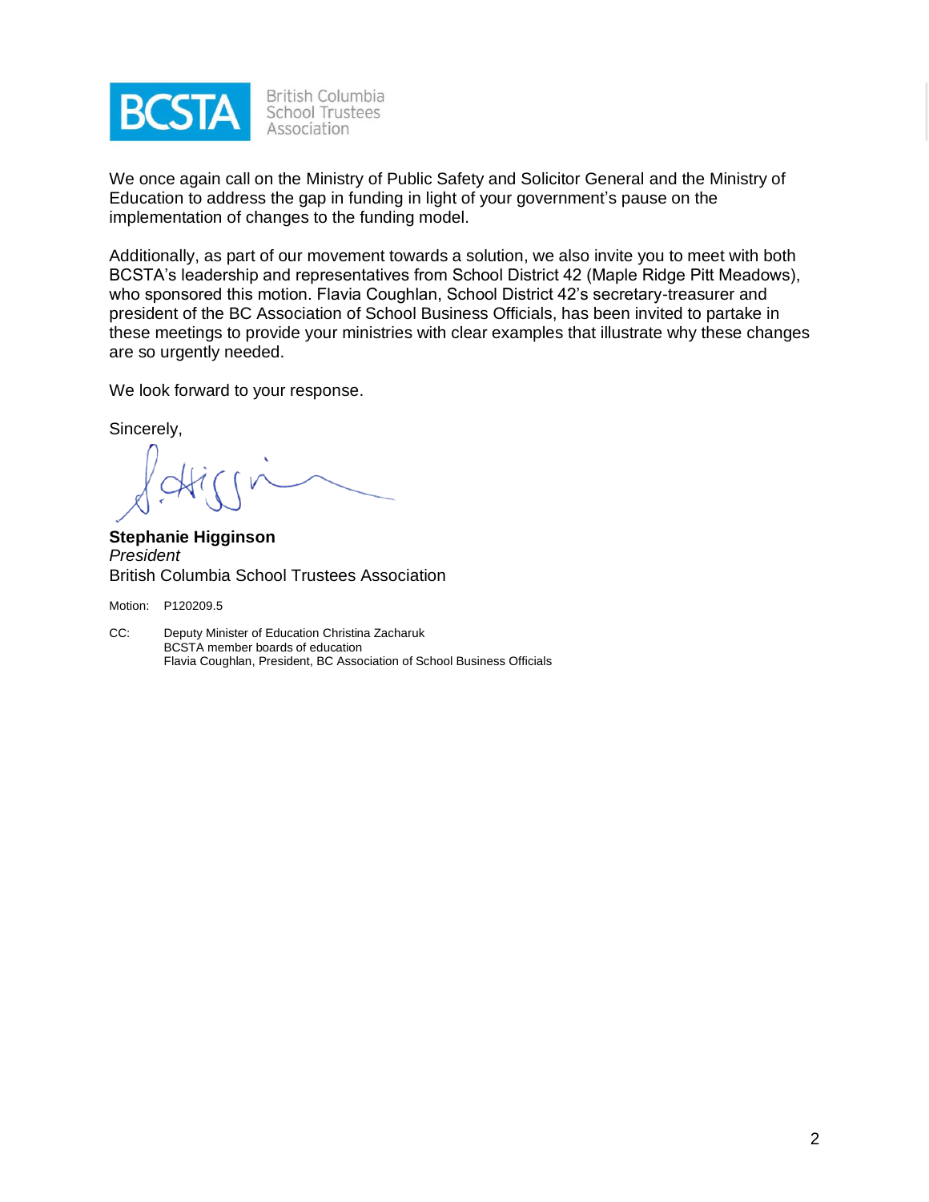British Columbia School Trustees Association

We once again call on the Ministry of Public Safety and Solicitor General and the Ministry of Education to address the gap in funding in light of your government's pause on the implementation of changes to the funding model.

Additionally, as part of our movement towards a solution, we also invite you to meet with both BCSTA's leadership and representatives from School District 42 (Maple Ridge Pitt Meadows), who sponsored this motion. Flavia Coughlan, School District 42's secretary-treasurer and president of the BC Association of School Business Officials, has been invited to partake in these meetings to provide your ministries with clear examples that illustrate why these changes are so urgently needed.

We look forward to your response.

Sincerely,

**Stephanie Higginson**
*President*
British Columbia School Trustees Association

Motion: P120209.5

CC: Deputy Minister of Education Christina Zacharuk
BCSTA member boards of education
Flavia Coughlan, President, BC Association of School Business Officials